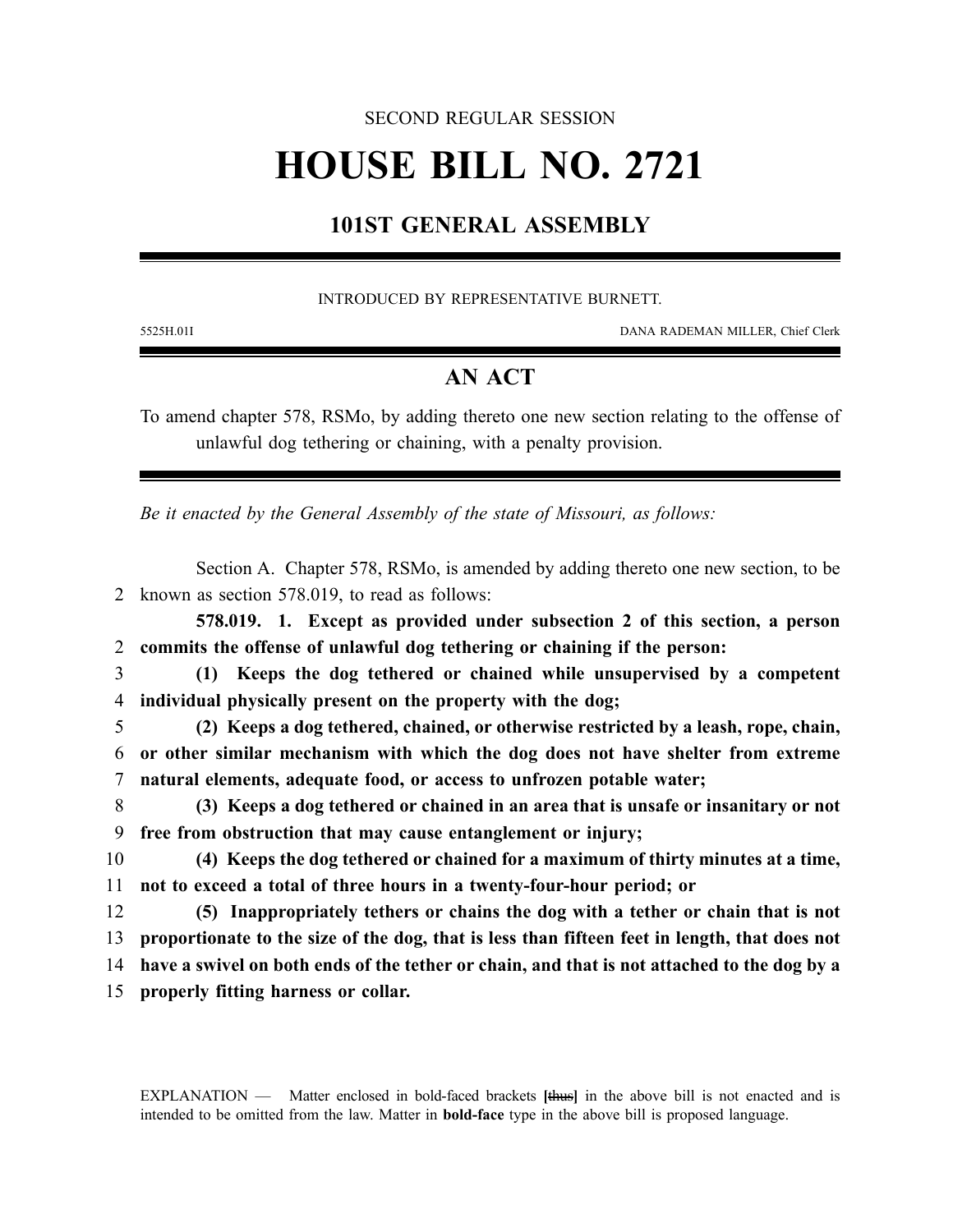SECOND REGULAR SESSION

# HOUSE BILL NO. 2721

## 101ST GENERAL ASSEMBLY

INTRODUCED BY REPRESENTATIVE BURNETT.

5525H.01I DANA RADEMAN MILLER, Chief Clerk

## AN ACT

To amend chapter 578, RSMo, by adding thereto one new section relating to the offense of unlawful dog tethering or chaining, with a penalty provision.

*Be it enacted by the General Assembly of the state of Missouri, as follows:*

Section A. Chapter 578, RSMo, is amended by adding thereto one new section, to be known as section 578.019, to read as follows:

**578.019. 1. Except as provided under subsection 2 of this section, a person commits the offense of unlawful dog tethering or chaining if the person:**

**(1) Keeps the dog tethered or chained while unsupervised by a competent individual physically present on the property with the dog;**

**(2) Keeps a dog tethered, chained, or otherwise restricted by a leash, rope, chain, or other similar mechanism with which the dog does not have shelter from extreme natural elements, adequate food, or access to unfrozen potable water;**

**(3) Keeps a dog tethered or chained in an area that is unsafe or insanitary or not free from obstruction that may cause entanglement or injury;**

**(4) Keeps the dog tethered or chained for a maximum of thirty minutes at a time, not to exceed a total of three hours in a twenty-four-hour period; or**

**(5) Inappropriately tethers or chains the dog with a tether or chain that is not proportionate to the size of the dog, that is less than fifteen feet in length, that does not have a swivel on both ends of the tether or chain, and that is not attached to the dog by a properly fitting harness or collar.**

EXPLANATION — Matter enclosed in bold-faced brackets **[**~~thus~~**]** in the above bill is not enacted and is intended to be omitted from the law. Matter in **bold-face** type in the above bill is proposed language.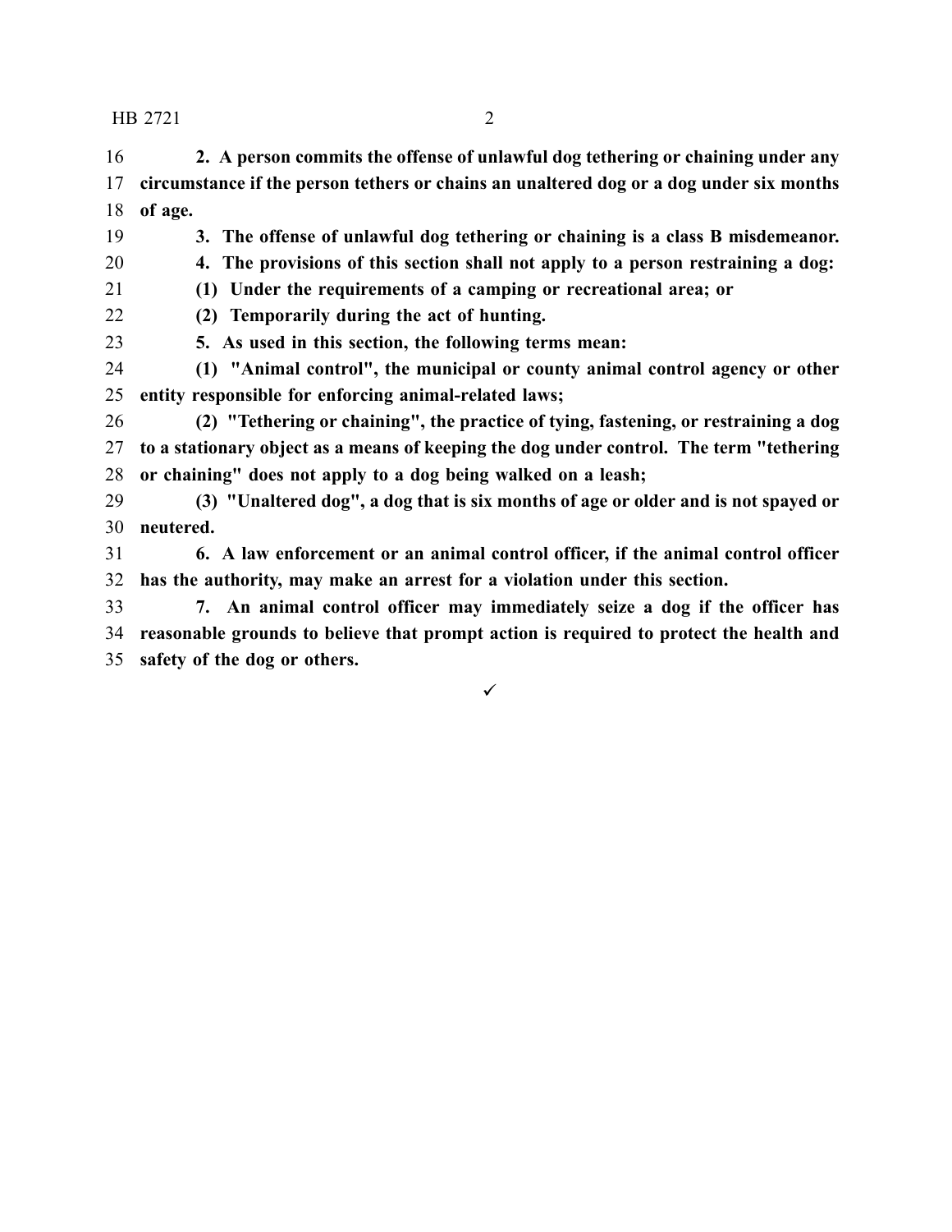**2. A person commits the offense of unlawful dog tethering or chaining under any circumstance if the person tethers or chains an unaltered dog or a dog under six months of age.**

**3. The offense of unlawful dog tethering or chaining is a class B misdemeanor.**

**4. The provisions of this section shall not apply to a person restraining a dog:**

**(1) Under the requirements of a camping or recreational area; or**

**(2) Temporarily during the act of hunting.**

**5. As used in this section, the following terms mean:**

**(1) "Animal control", the municipal or county animal control agency or other entity responsible for enforcing animal-related laws;**

**(2) "Tethering or chaining", the practice of tying, fastening, or restraining a dog to a stationary object as a means of keeping the dog under control. The term "tethering or chaining" does not apply to a dog being walked on a leash;**

**(3) "Unaltered dog", a dog that is six months of age or older and is not spayed or neutered.**

**6. A law enforcement or an animal control officer, if the animal control officer has the authority, may make an arrest for a violation under this section.**

**7. An animal control officer may immediately seize a dog if the officer has reasonable grounds to believe that prompt action is required to protect the health and safety of the dog or others.**

✓